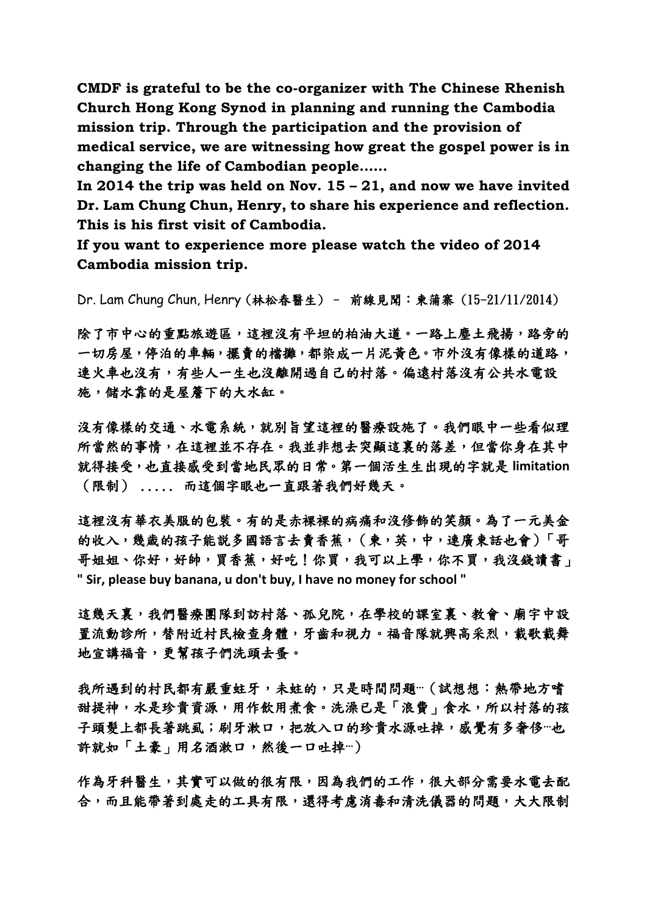**CMDF is grateful to be the co-organizer with The Chinese Rhenish Church Hong Kong Synod in planning and running the Cambodia mission trip. Through the participation and the provision of medical service, we are witnessing how great the gospel power is in changing the life of Cambodian people……**

**In 2014 the trip was held on Nov. 15 – 21, and now we have invited Dr. Lam Chung Chun, Henry, to share his experience and reflection. This is his first visit of Cambodia.**

**If you want to experience more please watch the video of 2014 Cambodia mission trip.**

Dr. Lam Chung Chun, Henry (林松春醫生) – 前線見聞：柬蒲寨 (15-21/11/2014)

除了市中心的重點旅遊區，這裡沒有平坦的柏油大道。一路上塵土飛揚，路旁的一切房屋，停泊的車輛，擺賣的檔攤，都染成一片泥黃色。市外沒有像樣的道路，連火車也沒有，有些人一生也沒離開過自己的村落。偏遠村落沒有公共水電設施，儲水靠的是屋簷下的大水缸。

沒有像樣的交通、水電系統，就別旨望這裡的醫療設施了。我們眼中一些看似理所當然的事情，在這裡並不存在。我並非想去突顯這裏的落差，但當你身在其中就得接受，也直接感受到當地民眾的日常。第一個活生生出現的字就是 limitation（限制） ..... 而這個字眼也一直跟著我們好幾天。

這裡沒有華衣美服的包裝。有的是赤裸裸的病痛和沒修飾的笑顏。為了一元美金的收入，幾歲的孩子能説多國語言去賣香蕉，（柬，英，中，連廣東話也會）「哥哥姐姐、你好，好帥，買香蕉，好吃！你買，我可以上學，你不買，我沒錢讀書」" Sir, please buy banana, u don't buy, I have no money for school "

這幾天裏，我們醫療團隊到訪村落、孤兒院，在學校的課室裏、教會、廟宇中設置流動診所，替附近村民檢查身體，牙齒和視力。福音隊就興高采烈，載歌載舞地宣講福音，更幫孩子們洗頭去蚤。

我所遇到的村民都有嚴重蛀牙，未蛀的，只是時間問題…（試想想：熱帶地方嗜甜提神，水是珍貴資源，用作飲用煮食。洗澡已是「浪費」食水，所以村落的孩子頭髮上都長著跳虱；刷牙漱口，把放入口的珍貴水源吐掉，感覺有多奢侈…也許就如「土豪」用名酒漱口，然後一口吐掉…）

作為牙科醫生，其實可以做的很有限，因為我們的工作，很大部分需要水電去配合，而且能帶著到處走的工具有限，還得考慮消毒和清洗儀器的問題，大大限制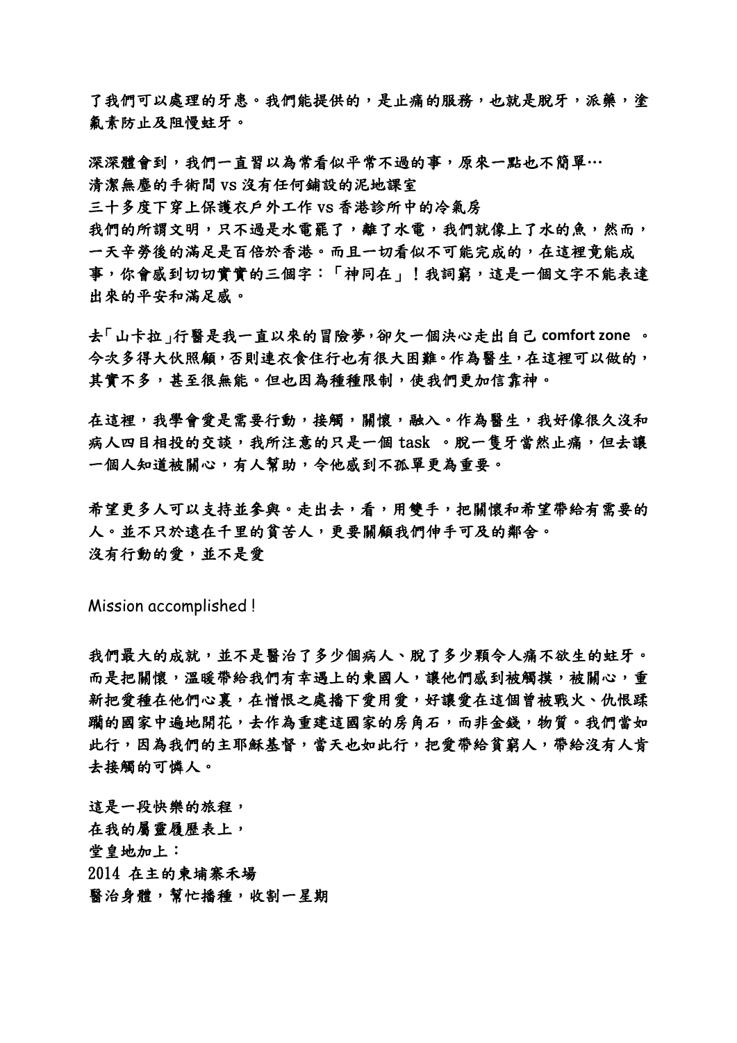了我們可以處理的牙患。我們能提供的，是止痛的服務，也就是脫牙，派藥，塗氟素防止及阻慢蛀牙。

深深體會到，我們一直習以為常看似平常不過的事，原來一點也不簡單…
清潔無塵的手術間 vs 沒有任何鋪設的泥地課室
三十多度下穿上保護衣戶外工作 vs 香港診所中的冷氣房
我們的所謂文明，只不過是水電罷了，離了水電，我們就像上了水的魚，然而，一天辛勞後的滿足是百倍於香港。而且一切看似不可能完成的，在這裡竟能成事，你會感到切切實實的三個字：「神同在」！我詞窮，這是一個文字不能表達出來的平安和滿足感。

去「山卡拉」行醫是我一直以來的冒險夢，卻欠一個決心走出自己 comfort zone 。今次多得大伙照顧，否則連衣食住行也有很大困難。作為醫生，在這裡可以做的，其實不多，甚至很無能。但也因為種種限制，使我們更加信靠神。

在這裡，我學會愛是需要行動，接觸，關懷，融入。作為醫生，我好像很久沒和病人四目相投的交談，我所注意的只是一個 task 。脫一隻牙當然止痛，但去讓一個人知道被關心，有人幫助，令他感到不孤單更為重要。

希望更多人可以支持並參與。走出去，看，用雙手，把關懷和希望帶給有需要的人。並不只於遠在千里的貧苦人，更要關顧我們伸手可及的鄰舍。
沒有行動的愛，並不是愛

Mission accomplished !

我們最大的成就，並不是醫治了多少個病人、脫了多少顆令人痛不欲生的蛀牙。而是把關懷，溫暖帶給我們有幸遇上的柬國人，讓他們感到被觸摸，被關心，重新把愛種在他們心裏，在憎恨之處播下愛用愛，好讓愛在這個曾被戰火、仇恨蹂躪的國家中遍地開花，去作為重建這國家的房角石，而非金錢，物質。我們當如此行，因為我們的主耶穌基督，當天也如此行，把愛帶給貧窮人，帶給沒有人肯去接觸的可憐人。

這是一段快樂的旅程，
在我的屬靈履歷表上，
堂皇地加上：
2014 在主的柬埔寨禾場
醫治身體，幫忙播種，收割一星期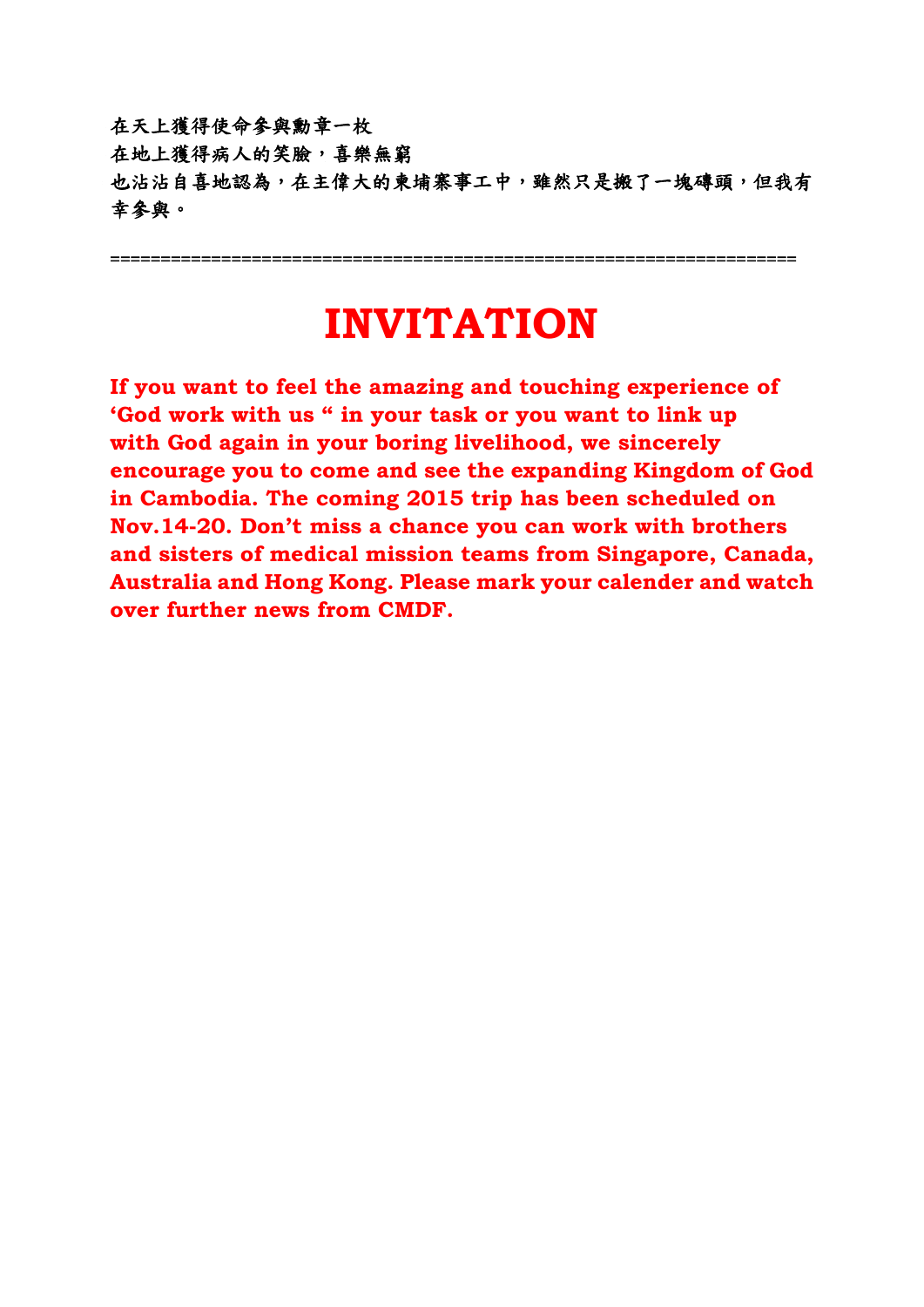在天上獲得使命參與勳章一枚

在地上獲得病人的笑臉，喜樂無窮

也沾沾自喜地認為，在主偉大的柬埔寨事工中，雖然只是搬了一塊磚頭，但我有幸參與。

======================================================================

# INVITATION

**If you want to feel the amazing and touching experience of 'God work with us " in your task or you want to link up with God again in your boring livelihood, we sincerely encourage you to come and see the expanding Kingdom of God in Cambodia. The coming 2015 trip has been scheduled on Nov.14-20. Don't miss a chance you can work with brothers and sisters of medical mission teams from Singapore, Canada, Australia and Hong Kong. Please mark your calender and watch over further news from CMDF.**